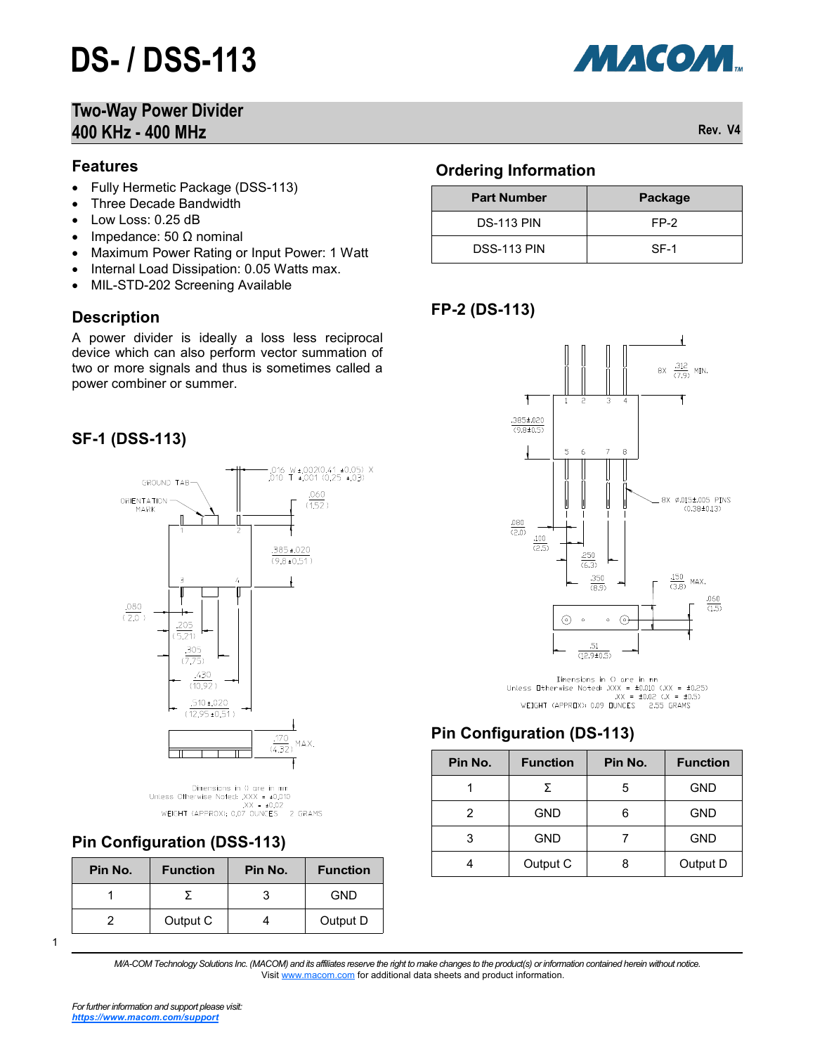# DS- / DSS-113

## Two-Way Power Divider
## 400 KHz - 400 MHz

Rev. V4

### Features

- Fully Hermetic Package (DSS-113)
- Three Decade Bandwidth
- Low Loss: 0.25 dB
- Impedance: 50 Ω nominal
- Maximum Power Rating or Input Power: 1 Watt
- Internal Load Dissipation: 0.05 Watts max.
- MIL-STD-202 Screening Available

### Description

A power divider is ideally a loss less reciprocal device which can also perform vector summation of two or more signals and thus is sometimes called a power combiner or summer.

### SF-1 (DSS-113)

Dimensions in () are in mm
Unless Otherwise Noted: .XXX = ±0.010
.XX = ±0.02
WEIGHT (APPROX): 0.07 OUNCES 2 GRAMS

### Pin Configuration (DSS-113)

| Pin No. | Function | Pin No. | Function |
|---|---|---|---|
| 1 | Σ | 3 | GND |
| 2 | Output C | 4 | Output D |

### Ordering Information

| Part Number | Package |
|---|---|
| DS-113 PIN | FP-2 |
| DSS-113 PIN | SF-1 |

### FP-2 (DS-113)

Dimensions in () are in mm
Unless Otherwise Noted: .XXX = ±0.010 (.XX = ±0.25)
.XX = ±0.02 (.X = ±0.5)
WEIGHT (APPROX): 0.09 OUNCES 2.55 GRAMS

### Pin Configuration (DS-113)

| Pin No. | Function | Pin No. | Function |
|---|---|---|---|
| 1 | Σ | 5 | GND |
| 2 | GND | 6 | GND |
| 3 | GND | 7 | GND |
| 4 | Output C | 8 | Output D |

*M/A-COM Technology Solutions Inc. (MACOM) and its affiliates reserve the right to make changes to the product(s) or information contained herein without notice.*
Visit www.macom.com for additional data sheets and product information.

*For further information and support please visit:*
***https://www.macom.com/support***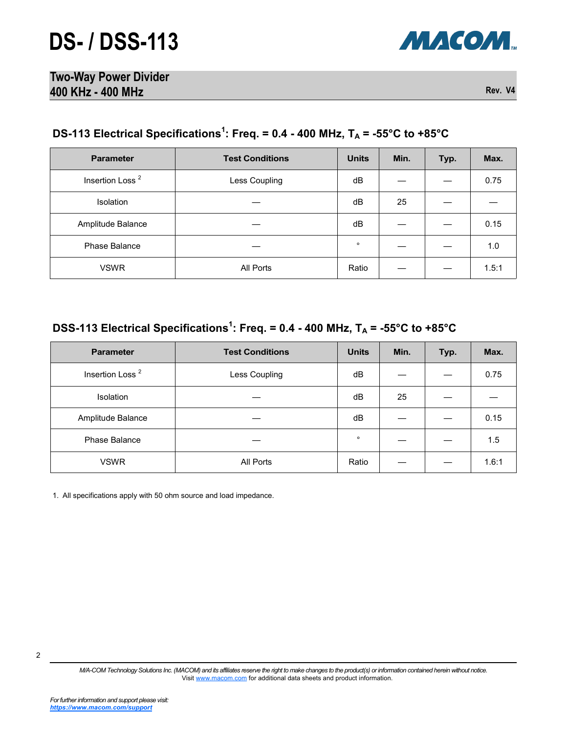## DS-113 Electrical Specifications[1]: Freq. = 0.4 - 400 MHz, $T_A$ = -55°C to +85°C

| Parameter | Test Conditions | Units | Min. | Typ. | Max. |
|---|---|---|---|---|---|
| Insertion Loss [2] | Less Coupling | dB | — | — | 0.75 |
| Isolation | — | dB | 25 | — | — |
| Amplitude Balance | — | dB | — | — | 0.15 |
| Phase Balance | — | ° | — | — | 1.0 |
| VSWR | All Ports | Ratio | — | — | 1.5:1 |

## DSS-113 Electrical Specifications[1]: Freq. = 0.4 - 400 MHz, $T_A$ = -55°C to +85°C

| Parameter | Test Conditions | Units | Min. | Typ. | Max. |
|---|---|---|---|---|---|
| Insertion Loss [2] | Less Coupling | dB | — | — | 0.75 |
| Isolation | — | dB | 25 | — | — |
| Amplitude Balance | — | dB | — | — | 0.15 |
| Phase Balance | — | ° | — | — | 1.5 |
| VSWR | All Ports | Ratio | — | — | 1.6:1 |

1. All specifications apply with 50 ohm source and load impedance.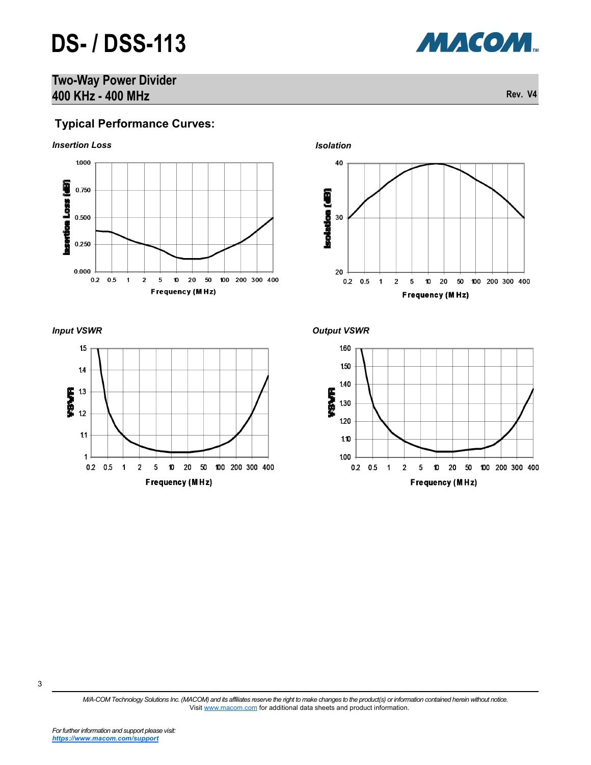# DS- / DSS-113

## Two-Way Power Divider
## 400 KHz - 400 MHz

Rev. V4

### Typical Performance Curves:

*Insertion Loss*

*Isolation*

*Input VSWR*

*Output VSWR*

M/A-COM Technology Solutions Inc. (MACOM) and its affiliates reserve the right to make changes to the product(s) or information contained herein without notice.
Visit www.macom.com for additional data sheets and product information.

*For further information and support please visit:*
***https://www.macom.com/support***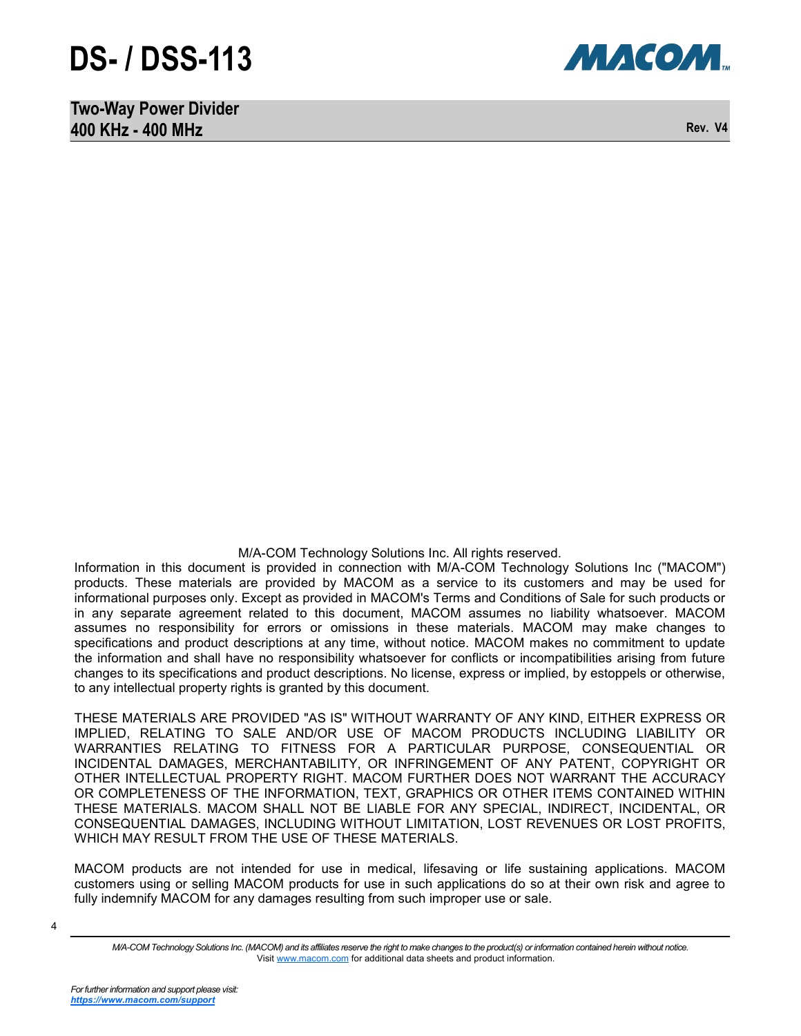M/A-COM Technology Solutions Inc. All rights reserved.

Information in this document is provided in connection with M/A-COM Technology Solutions Inc ("MACOM") products. These materials are provided by MACOM as a service to its customers and may be used for informational purposes only. Except as provided in MACOM's Terms and Conditions of Sale for such products or in any separate agreement related to this document, MACOM assumes no liability whatsoever. MACOM assumes no responsibility for errors or omissions in these materials. MACOM may make changes to specifications and product descriptions at any time, without notice. MACOM makes no commitment to update the information and shall have no responsibility whatsoever for conflicts or incompatibilities arising from future changes to its specifications and product descriptions. No license, express or implied, by estoppels or otherwise, to any intellectual property rights is granted by this document.

THESE MATERIALS ARE PROVIDED "AS IS" WITHOUT WARRANTY OF ANY KIND, EITHER EXPRESS OR IMPLIED, RELATING TO SALE AND/OR USE OF MACOM PRODUCTS INCLUDING LIABILITY OR WARRANTIES RELATING TO FITNESS FOR A PARTICULAR PURPOSE, CONSEQUENTIAL OR INCIDENTAL DAMAGES, MERCHANTABILITY, OR INFRINGEMENT OF ANY PATENT, COPYRIGHT OR OTHER INTELLECTUAL PROPERTY RIGHT. MACOM FURTHER DOES NOT WARRANT THE ACCURACY OR COMPLETENESS OF THE INFORMATION, TEXT, GRAPHICS OR OTHER ITEMS CONTAINED WITHIN THESE MATERIALS. MACOM SHALL NOT BE LIABLE FOR ANY SPECIAL, INDIRECT, INCIDENTAL, OR CONSEQUENTIAL DAMAGES, INCLUDING WITHOUT LIMITATION, LOST REVENUES OR LOST PROFITS, WHICH MAY RESULT FROM THE USE OF THESE MATERIALS.

MACOM products are not intended for use in medical, lifesaving or life sustaining applications. MACOM customers using or selling MACOM products for use in such applications do so at their own risk and agree to fully indemnify MACOM for any damages resulting from such improper use or sale.